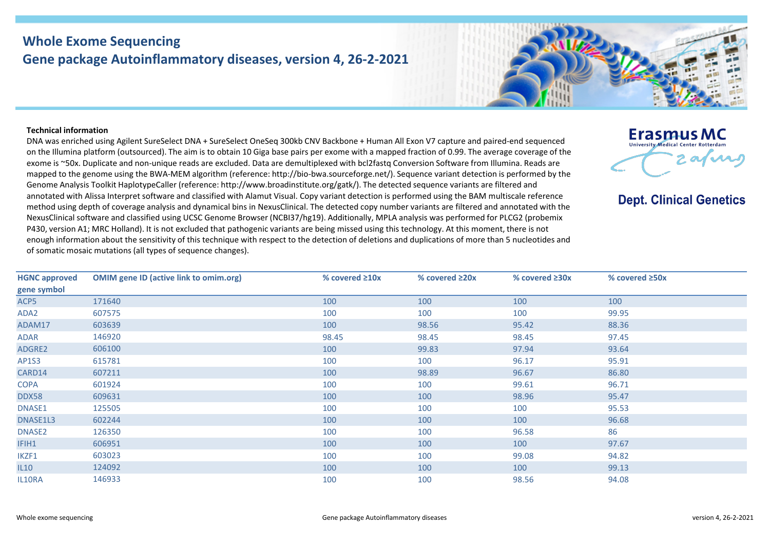# Whole Exome Sequencing
## Gene package Autoinflammatory diseases, version 4, 26-2-2021

Erasmus MC
University Medical Center Rotterdam

**Dept. Clinical Genetics**

**Technical information**

DNA was enriched using Agilent SureSelect DNA + SureSelect OneSeq 300kb CNV Backbone + Human All Exon V7 capture and paired-end sequenced on the Illumina platform (outsourced). The aim is to obtain 10 Giga base pairs per exome with a mapped fraction of 0.99. The average coverage of the exome is ~50x. Duplicate and non-unique reads are excluded. Data are demultiplexed with bcl2fastq Conversion Software from Illumina. Reads are mapped to the genome using the BWA-MEM algorithm (reference: http://bio-bwa.sourceforge.net/). Sequence variant detection is performed by the Genome Analysis Toolkit HaplotypeCaller (reference: http://www.broadinstitute.org/gatk/). The detected sequence variants are filtered and annotated with Alissa Interpret software and classified with Alamut Visual. Copy variant detection is performed using the BAM multiscale reference method using depth of coverage analysis and dynamical bins in NexusClinical. The detected copy number variants are filtered and annotated with the NexusClinical software and classified using UCSC Genome Browser (NCBI37/hg19). Additionally, MPLA analysis was performed for PLCG2 (probemix P430, version A1; MRC Holland). It is not excluded that pathogenic variants are being missed using this technology. At this moment, there is not enough information about the sensitivity of this technique with respect to the detection of deletions and duplications of more than 5 nucleotides and of somatic mosaic mutations (all types of sequence changes).

| HGNC approved gene symbol | OMIM gene ID (active link to omim.org) | % covered ≥10x | % covered ≥20x | % covered ≥30x | % covered ≥50x |
|---|---|---|---|---|---|
| ACP5 | 171640 | 100 | 100 | 100 | 100 |
| ADA2 | 607575 | 100 | 100 | 100 | 99.95 |
| ADAM17 | 603639 | 100 | 98.56 | 95.42 | 88.36 |
| ADAR | 146920 | 98.45 | 98.45 | 98.45 | 97.45 |
| ADGRE2 | 606100 | 100 | 99.83 | 97.94 | 93.64 |
| AP1S3 | 615781 | 100 | 100 | 96.17 | 95.91 |
| CARD14 | 607211 | 100 | 98.89 | 96.67 | 86.80 |
| COPA | 601924 | 100 | 100 | 99.61 | 96.71 |
| DDX58 | 609631 | 100 | 100 | 98.96 | 95.47 |
| DNASE1 | 125505 | 100 | 100 | 100 | 95.53 |
| DNASE1L3 | 602244 | 100 | 100 | 100 | 96.68 |
| DNASE2 | 126350 | 100 | 100 | 96.58 | 86 |
| IFIH1 | 606951 | 100 | 100 | 100 | 97.67 |
| IKZF1 | 603023 | 100 | 100 | 99.08 | 94.82 |
| IL10 | 124092 | 100 | 100 | 100 | 99.13 |
| IL10RA | 146933 | 100 | 100 | 98.56 | 94.08 |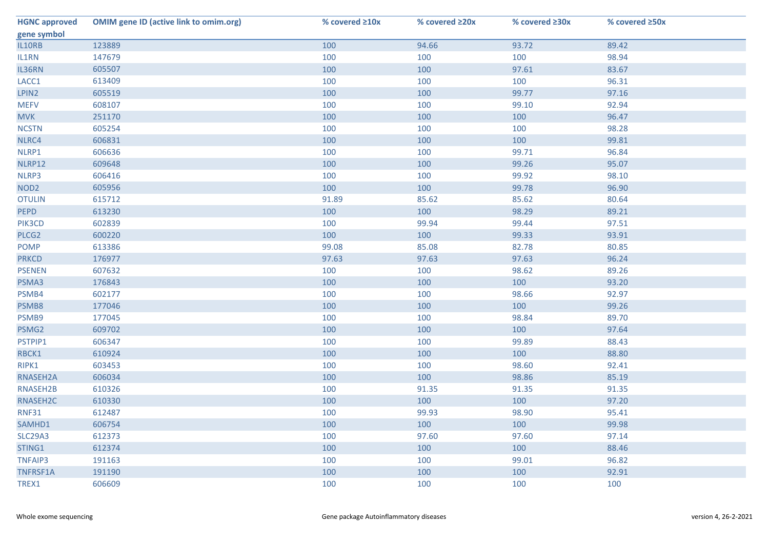| HGNC approved gene symbol | OMIM gene ID (active link to omim.org) | % covered ≥10x | % covered ≥20x | % covered ≥30x | % covered ≥50x |
|---|---|---|---|---|---|
| IL10RB | 123889 | 100 | 94.66 | 93.72 | 89.42 |
| IL1RN | 147679 | 100 | 100 | 100 | 98.94 |
| IL36RN | 605507 | 100 | 100 | 97.61 | 83.67 |
| LACC1 | 613409 | 100 | 100 | 100 | 96.31 |
| LPIN2 | 605519 | 100 | 100 | 99.77 | 97.16 |
| MEFV | 608107 | 100 | 100 | 99.10 | 92.94 |
| MVK | 251170 | 100 | 100 | 100 | 96.47 |
| NCSTN | 605254 | 100 | 100 | 100 | 98.28 |
| NLRC4 | 606831 | 100 | 100 | 100 | 99.81 |
| NLRP1 | 606636 | 100 | 100 | 99.71 | 96.84 |
| NLRP12 | 609648 | 100 | 100 | 99.26 | 95.07 |
| NLRP3 | 606416 | 100 | 100 | 99.92 | 98.10 |
| NOD2 | 605956 | 100 | 100 | 99.78 | 96.90 |
| OTULIN | 615712 | 91.89 | 85.62 | 85.62 | 80.64 |
| PEPD | 613230 | 100 | 100 | 98.29 | 89.21 |
| PIK3CD | 602839 | 100 | 99.94 | 99.44 | 97.51 |
| PLCG2 | 600220 | 100 | 100 | 99.33 | 93.91 |
| POMP | 613386 | 99.08 | 85.08 | 82.78 | 80.85 |
| PRKCD | 176977 | 97.63 | 97.63 | 97.63 | 96.24 |
| PSENEN | 607632 | 100 | 100 | 98.62 | 89.26 |
| PSMA3 | 176843 | 100 | 100 | 100 | 93.20 |
| PSMB4 | 602177 | 100 | 100 | 98.66 | 92.97 |
| PSMB8 | 177046 | 100 | 100 | 100 | 99.26 |
| PSMB9 | 177045 | 100 | 100 | 98.84 | 89.70 |
| PSMG2 | 609702 | 100 | 100 | 100 | 97.64 |
| PSTPIP1 | 606347 | 100 | 100 | 99.89 | 88.43 |
| RBCK1 | 610924 | 100 | 100 | 100 | 88.80 |
| RIPK1 | 603453 | 100 | 100 | 98.60 | 92.41 |
| RNASEH2A | 606034 | 100 | 100 | 98.86 | 85.19 |
| RNASEH2B | 610326 | 100 | 91.35 | 91.35 | 91.35 |
| RNASEH2C | 610330 | 100 | 100 | 100 | 97.20 |
| RNF31 | 612487 | 100 | 99.93 | 98.90 | 95.41 |
| SAMHD1 | 606754 | 100 | 100 | 100 | 99.98 |
| SLC29A3 | 612373 | 100 | 97.60 | 97.60 | 97.14 |
| STING1 | 612374 | 100 | 100 | 100 | 88.46 |
| TNFAIP3 | 191163 | 100 | 100 | 99.01 | 96.82 |
| TNFRSF1A | 191190 | 100 | 100 | 100 | 92.91 |
| TREX1 | 606609 | 100 | 100 | 100 | 100 |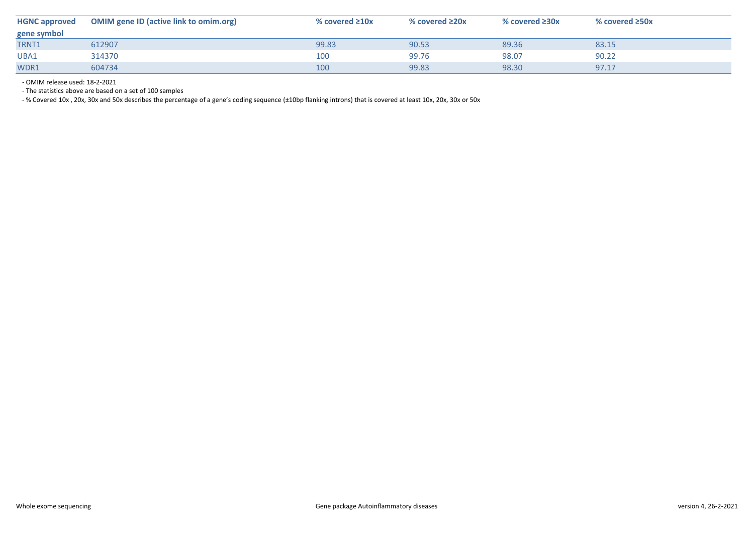| HGNC approved gene symbol | OMIM gene ID (active link to omim.org) | % covered ≥10x | % covered ≥20x | % covered ≥30x | % covered ≥50x |
|---|---|---|---|---|---|
| TRNT1 | 612907 | 99.83 | 90.53 | 89.36 | 83.15 |
| UBA1 | 314370 | 100 | 99.76 | 98.07 | 90.22 |
| WDR1 | 604734 | 100 | 99.83 | 98.30 | 97.17 |

- OMIM release used: 18-2-2021
- The statistics above are based on a set of 100 samples
- % Covered 10x , 20x, 30x and 50x describes the percentage of a gene's coding sequence (±10bp flanking introns) that is covered at least 10x, 20x, 30x or 50x